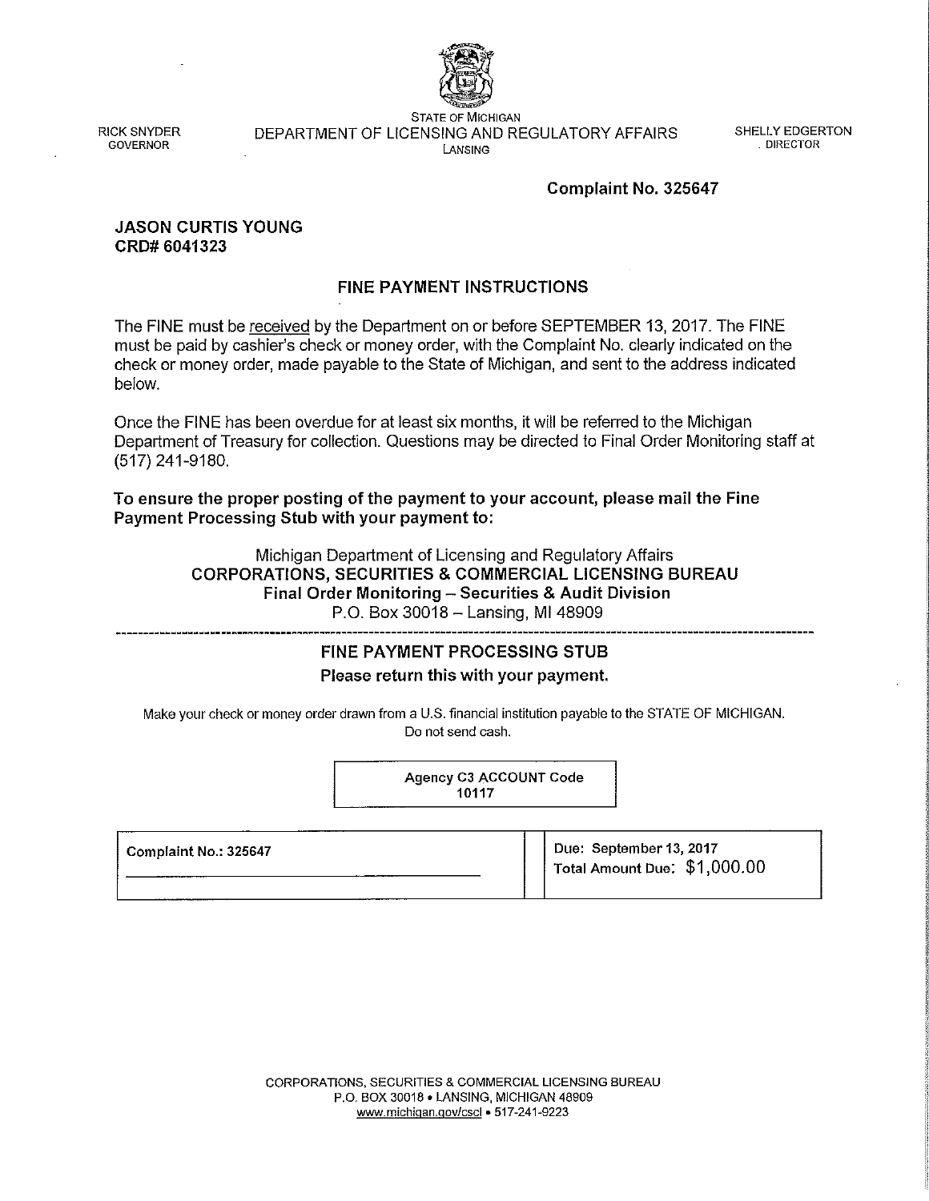RICK SNYDER
GOVERNOR

STATE OF MICHIGAN
DEPARTMENT OF LICENSING AND REGULATORY AFFAIRS
LANSING

SHELLY EDGERTON
DIRECTOR

**Complaint No. 325647**

**JASON CURTIS YOUNG**
**CRD# 6041323**

## FINE PAYMENT INSTRUCTIONS

The FINE must be received by the Department on or before SEPTEMBER 13, 2017. The FINE must be paid by cashier's check or money order, with the Complaint No. clearly indicated on the check or money order, made payable to the State of Michigan, and sent to the address indicated below.

Once the FINE has been overdue for at least six months, it will be referred to the Michigan Department of Treasury for collection. Questions may be directed to Final Order Monitoring staff at (517) 241-9180.

**To ensure the proper posting of the payment to your account, please mail the Fine Payment Processing Stub with your payment to:**

Michigan Department of Licensing and Regulatory Affairs
**CORPORATIONS, SECURITIES & COMMERCIAL LICENSING BUREAU**
**Final Order Monitoring – Securities & Audit Division**
P.O. Box 30018 – Lansing, MI 48909

---

## FINE PAYMENT PROCESSING STUB

**Please return this with your payment.**

Make your check or money order drawn from a U.S. financial institution payable to the STATE OF MICHIGAN.
Do not send cash.

**Agency C3 ACCOUNT Code**
**10117**

| Complaint No.: 325647 | Due: September 13, 2017<br>Total Amount Due: $1,000.00 |
|---|---|

CORPORATIONS, SECURITIES & COMMERCIAL LICENSING BUREAU
P.O. BOX 30018 • LANSING, MICHIGAN 48909
www.michigan.gov/cscl • 517-241-9223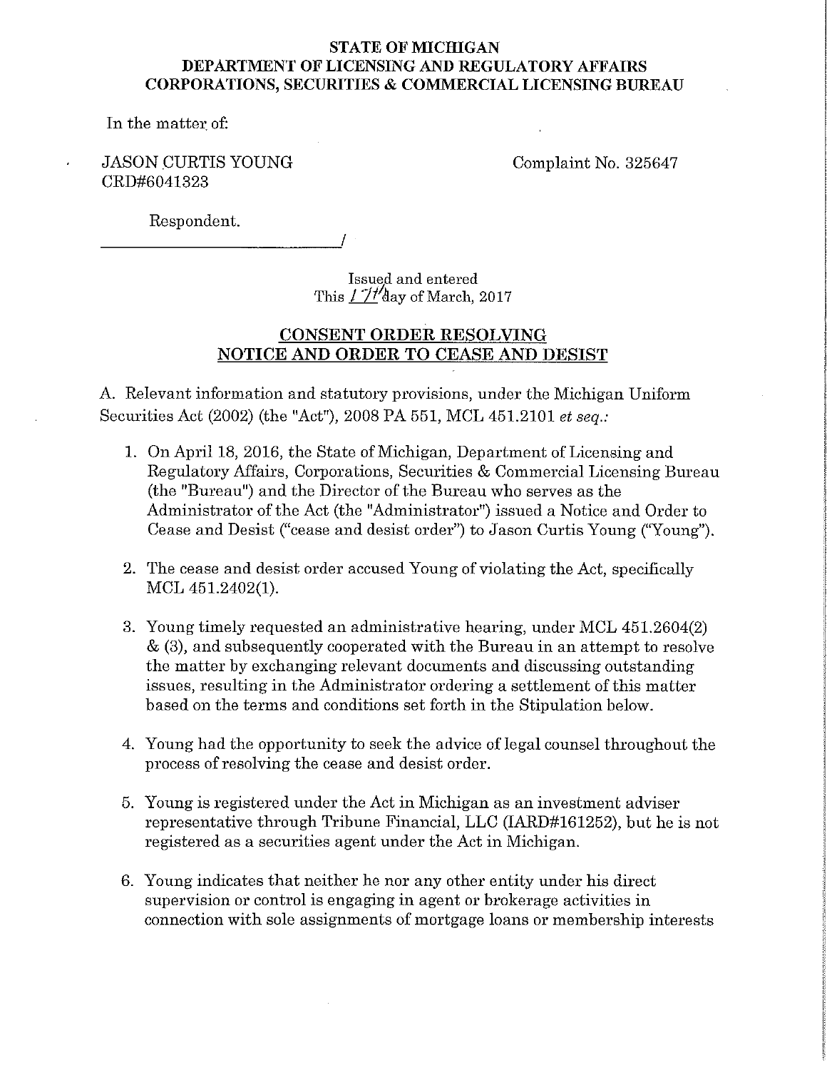**STATE OF MICHIGAN**
**DEPARTMENT OF LICENSING AND REGULATORY AFFAIRS**
**CORPORATIONS, SECURITIES & COMMERCIAL LICENSING BUREAU**

In the matter of:

JASON CURTIS YOUNG
CRD#6041323

Complaint No. 325647

Respondent.
______________________________/

Issued and entered
This 17th day of March, 2017

## CONSENT ORDER RESOLVING NOTICE AND ORDER TO CEASE AND DESIST

A. Relevant information and statutory provisions, under the Michigan Uniform Securities Act (2002) (the "Act"), 2008 PA 551, MCL 451.2101 *et seq.*:

1. On April 18, 2016, the State of Michigan, Department of Licensing and Regulatory Affairs, Corporations, Securities & Commercial Licensing Bureau (the "Bureau") and the Director of the Bureau who serves as the Administrator of the Act (the "Administrator") issued a Notice and Order to Cease and Desist ("cease and desist order") to Jason Curtis Young ("Young").

2. The cease and desist order accused Young of violating the Act, specifically MCL 451.2402(1).

3. Young timely requested an administrative hearing, under MCL 451.2604(2) & (3), and subsequently cooperated with the Bureau in an attempt to resolve the matter by exchanging relevant documents and discussing outstanding issues, resulting in the Administrator ordering a settlement of this matter based on the terms and conditions set forth in the Stipulation below.

4. Young had the opportunity to seek the advice of legal counsel throughout the process of resolving the cease and desist order.

5. Young is registered under the Act in Michigan as an investment adviser representative through Tribune Financial, LLC (IARD#161252), but he is not registered as a securities agent under the Act in Michigan.

6. Young indicates that neither he nor any other entity under his direct supervision or control is engaging in agent or brokerage activities in connection with sole assignments of mortgage loans or membership interests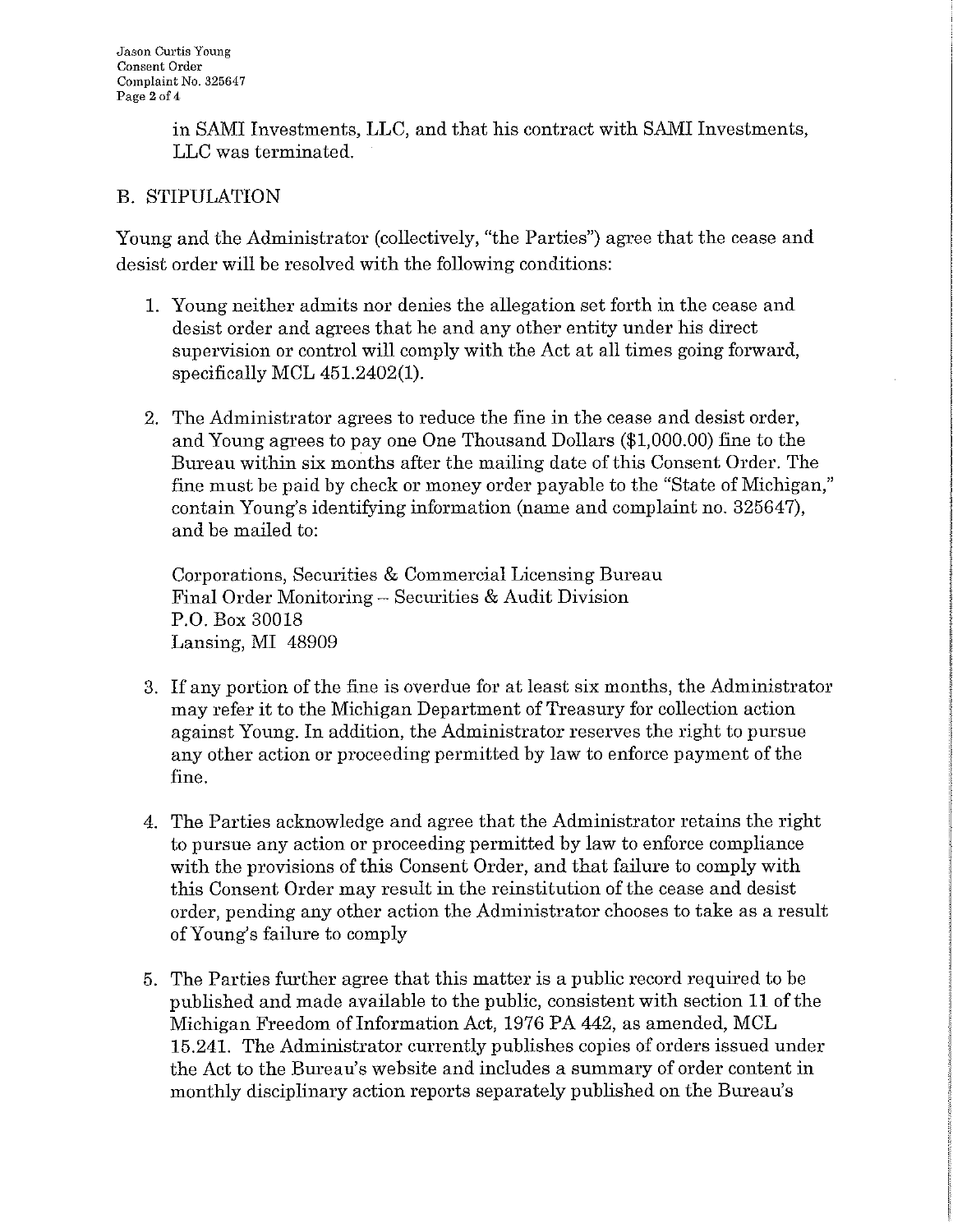in SAMI Investments, LLC, and that his contract with SAMI Investments, LLC was terminated.

## B. STIPULATION

Young and the Administrator (collectively, "the Parties") agree that the cease and desist order will be resolved with the following conditions:

1. Young neither admits nor denies the allegation set forth in the cease and desist order and agrees that he and any other entity under his direct supervision or control will comply with the Act at all times going forward, specifically MCL 451.2402(1).

2. The Administrator agrees to reduce the fine in the cease and desist order, and Young agrees to pay one One Thousand Dollars ($1,000.00) fine to the Bureau within six months after the mailing date of this Consent Order. The fine must be paid by check or money order payable to the "State of Michigan," contain Young's identifying information (name and complaint no. 325647), and be mailed to:

   Corporations, Securities & Commercial Licensing Bureau
   Final Order Monitoring – Securities & Audit Division
   P.O. Box 30018
   Lansing, MI 48909

3. If any portion of the fine is overdue for at least six months, the Administrator may refer it to the Michigan Department of Treasury for collection action against Young. In addition, the Administrator reserves the right to pursue any other action or proceeding permitted by law to enforce payment of the fine.

4. The Parties acknowledge and agree that the Administrator retains the right to pursue any action or proceeding permitted by law to enforce compliance with the provisions of this Consent Order, and that failure to comply with this Consent Order may result in the reinstitution of the cease and desist order, pending any other action the Administrator chooses to take as a result of Young's failure to comply

5. The Parties further agree that this matter is a public record required to be published and made available to the public, consistent with section 11 of the Michigan Freedom of Information Act, 1976 PA 442, as amended, MCL 15.241. The Administrator currently publishes copies of orders issued under the Act to the Bureau's website and includes a summary of order content in monthly disciplinary action reports separately published on the Bureau's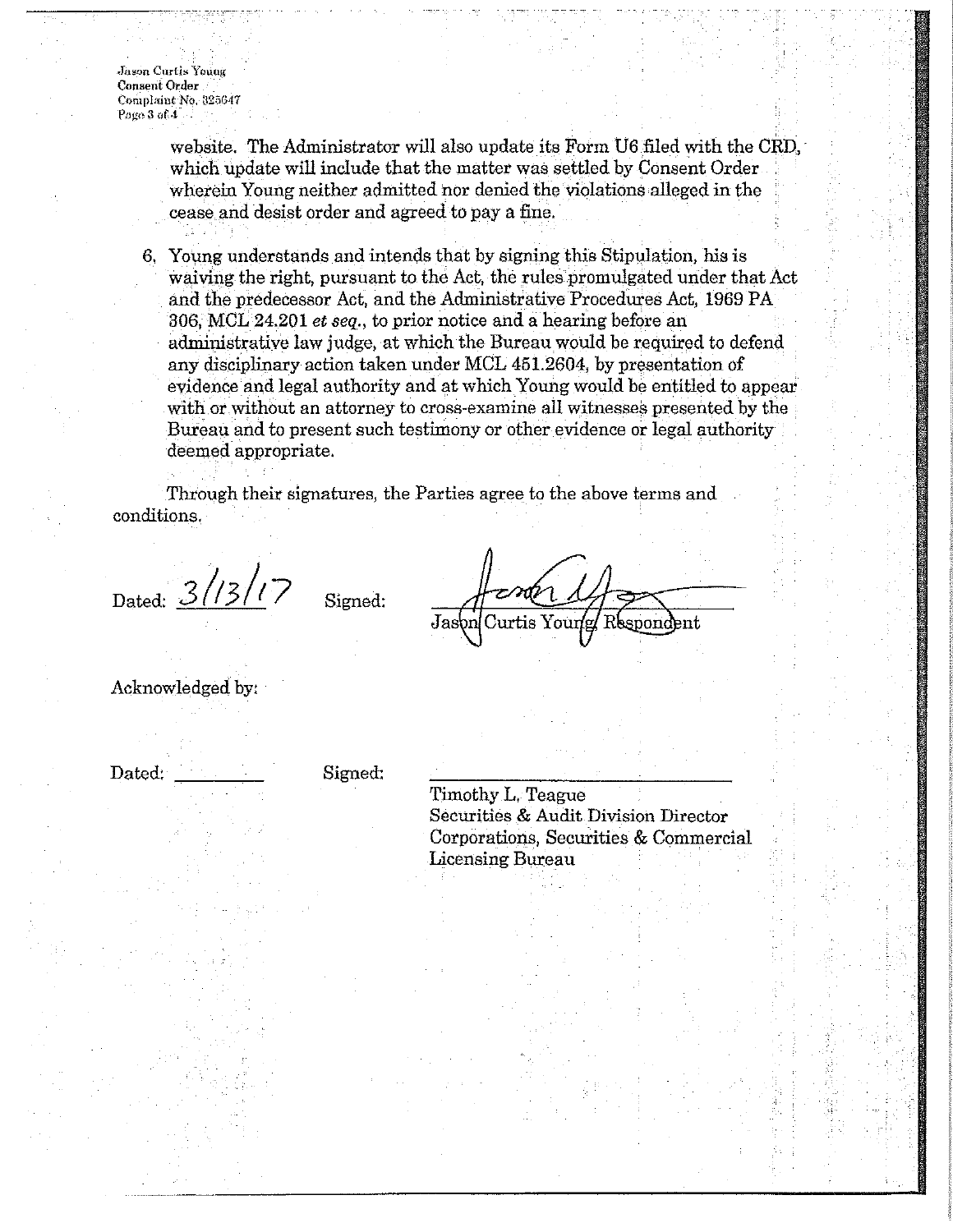website. The Administrator will also update its Form U6 filed with the CRD, which update will include that the matter was settled by Consent Order wherein Young neither admitted nor denied the violations alleged in the cease and desist order and agreed to pay a fine.

6. Young understands and intends that by signing this Stipulation, his is waiving the right, pursuant to the Act, the rules promulgated under that Act and the predecessor Act, and the Administrative Procedures Act, 1969 PA 306, MCL 24.201 *et seq.*, to prior notice and a hearing before an administrative law judge, at which the Bureau would be required to defend any disciplinary action taken under MCL 451.2604, by presentation of evidence and legal authority and at which Young would be entitled to appear with or without an attorney to cross-examine all witnesses presented by the Bureau and to present such testimony or other evidence or legal authority deemed appropriate.

Through their signatures, the Parties agree to the above terms and conditions.

Dated: 3/13/17 Signed: ______________________
Jason Curtis Young, Respondent

Acknowledged by:

Dated: __________ Signed: ______________________
Timothy L. Teague
Securities & Audit Division Director
Corporations, Securities & Commercial Licensing Bureau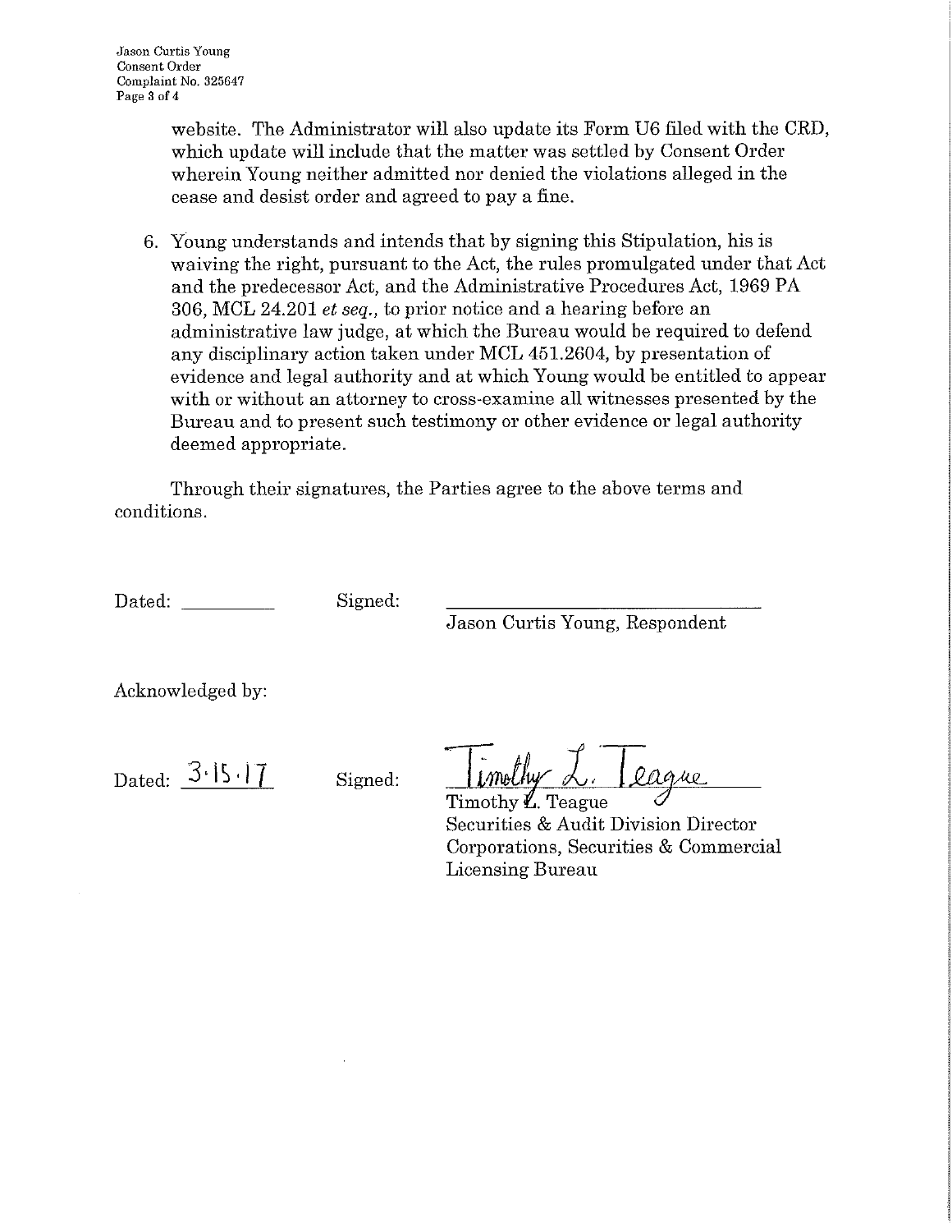website. The Administrator will also update its Form U6 filed with the CRD, which update will include that the matter was settled by Consent Order wherein Young neither admitted nor denied the violations alleged in the cease and desist order and agreed to pay a fine.

6. Young understands and intends that by signing this Stipulation, his is waiving the right, pursuant to the Act, the rules promulgated under that Act and the predecessor Act, and the Administrative Procedures Act, 1969 PA 306, MCL 24.201 *et seq.*, to prior notice and a hearing before an administrative law judge, at which the Bureau would be required to defend any disciplinary action taken under MCL 451.2604, by presentation of evidence and legal authority and at which Young would be entitled to appear with or without an attorney to cross-examine all witnesses presented by the Bureau and to present such testimony or other evidence or legal authority deemed appropriate.

Through their signatures, the Parties agree to the above terms and conditions.

Dated: __________ Signed: ______________________________

Jason Curtis Young, Respondent

Acknowledged by:

Dated: 3.15.17 Signed: Timothy L. Teague

Timothy L. Teague
Securities & Audit Division Director
Corporations, Securities & Commercial Licensing Bureau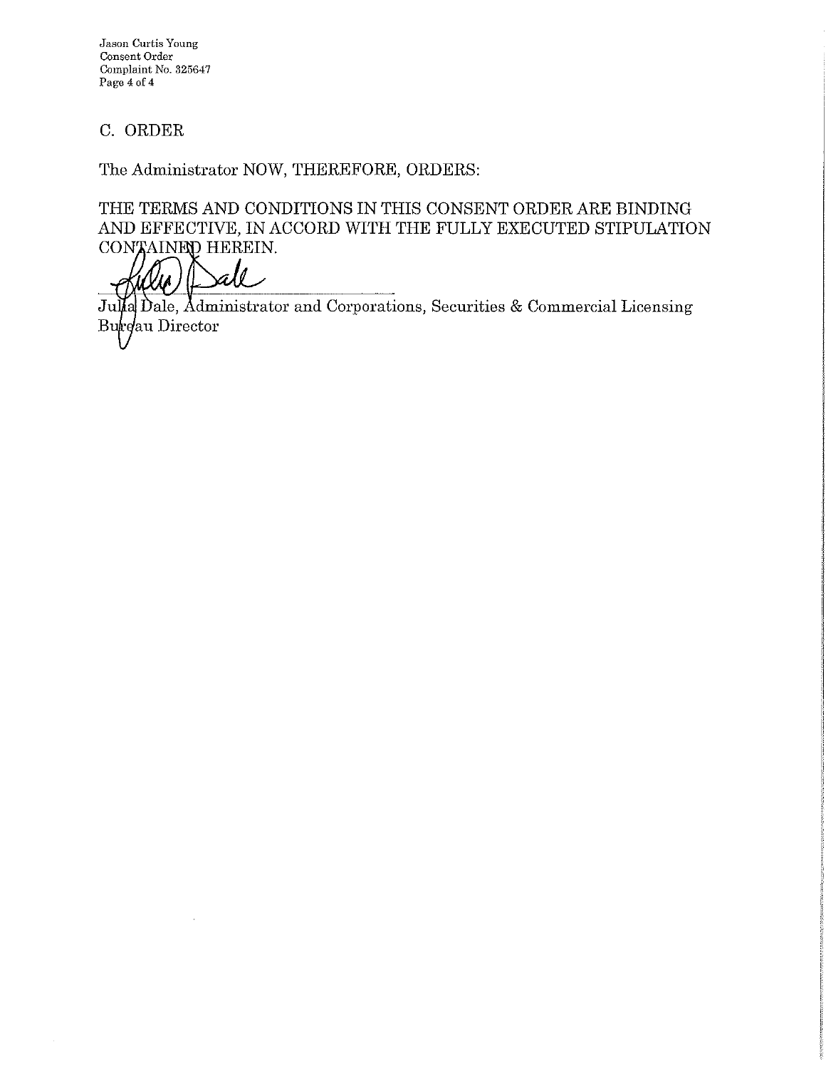## C. ORDER

The Administrator NOW, THEREFORE, ORDERS:

THE TERMS AND CONDITIONS IN THIS CONSENT ORDER ARE BINDING AND EFFECTIVE, IN ACCORD WITH THE FULLY EXECUTED STIPULATION CONTAINED HEREIN.

Julia Dale, Administrator and Corporations, Securities & Commercial Licensing Bureau Director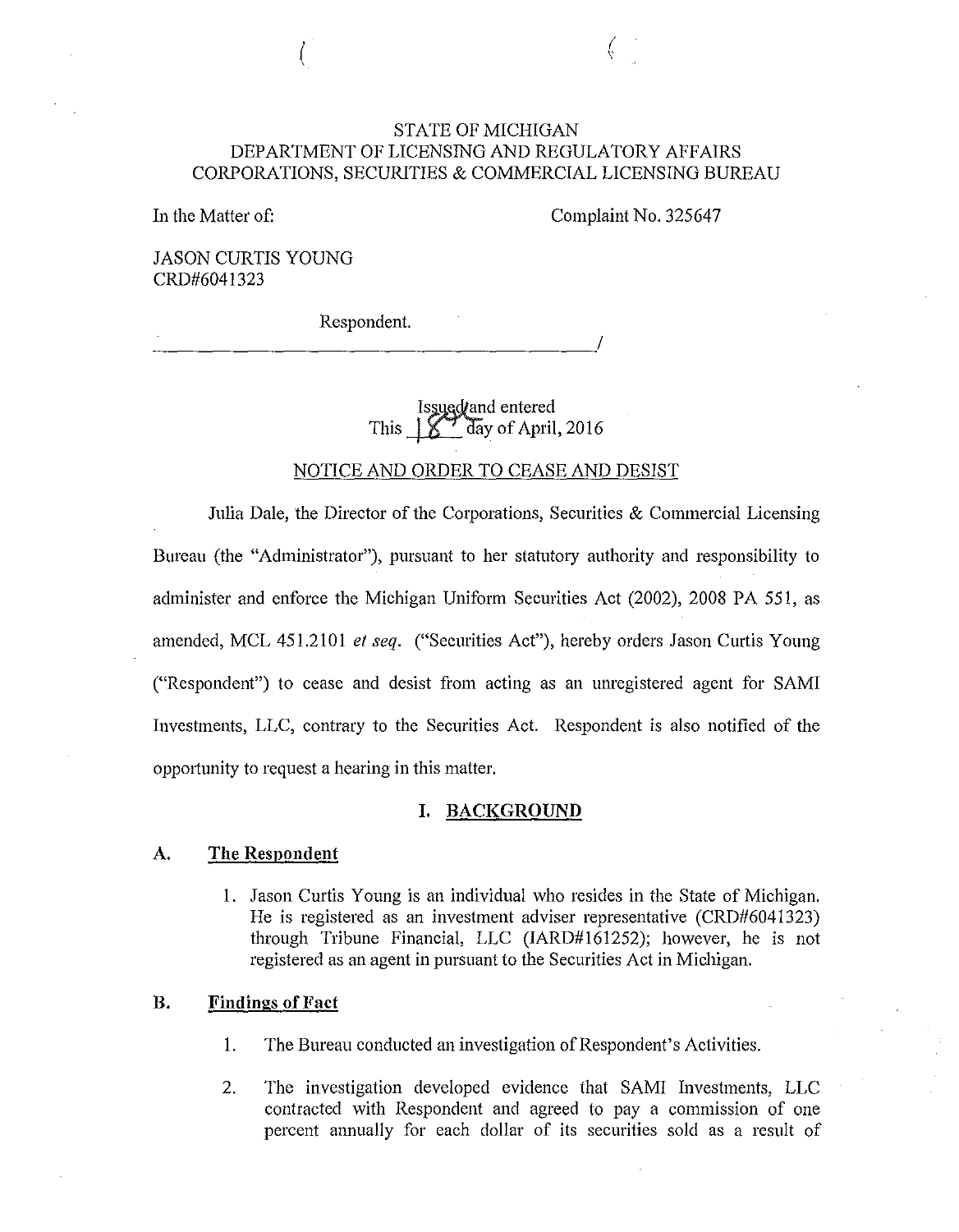STATE OF MICHIGAN
DEPARTMENT OF LICENSING AND REGULATORY AFFAIRS
CORPORATIONS, SECURITIES & COMMERCIAL LICENSING BUREAU

In the Matter of:

Complaint No. 325647

JASON CURTIS YOUNG
CRD#6041323

Respondent.

______________________________________/

Issued and entered
This 18th day of April, 2016

NOTICE AND ORDER TO CEASE AND DESIST

Julia Dale, the Director of the Corporations, Securities & Commercial Licensing Bureau (the "Administrator"), pursuant to her statutory authority and responsibility to administer and enforce the Michigan Uniform Securities Act (2002), 2008 PA 551, as amended, MCL 451.2101 *et seq.* ("Securities Act"), hereby orders Jason Curtis Young ("Respondent") to cease and desist from acting as an unregistered agent for SAMI Investments, LLC, contrary to the Securities Act. Respondent is also notified of the opportunity to request a hearing in this matter.

## I. BACKGROUND

### A. The Respondent

1. Jason Curtis Young is an individual who resides in the State of Michigan. He is registered as an investment adviser representative (CRD#6041323) through Tribune Financial, LLC (IARD#161252); however, he is not registered as an agent in pursuant to the Securities Act in Michigan.

### B. Findings of Fact

1. The Bureau conducted an investigation of Respondent's Activities.

2. The investigation developed evidence that SAMI Investments, LLC contracted with Respondent and agreed to pay a commission of one percent annually for each dollar of its securities sold as a result of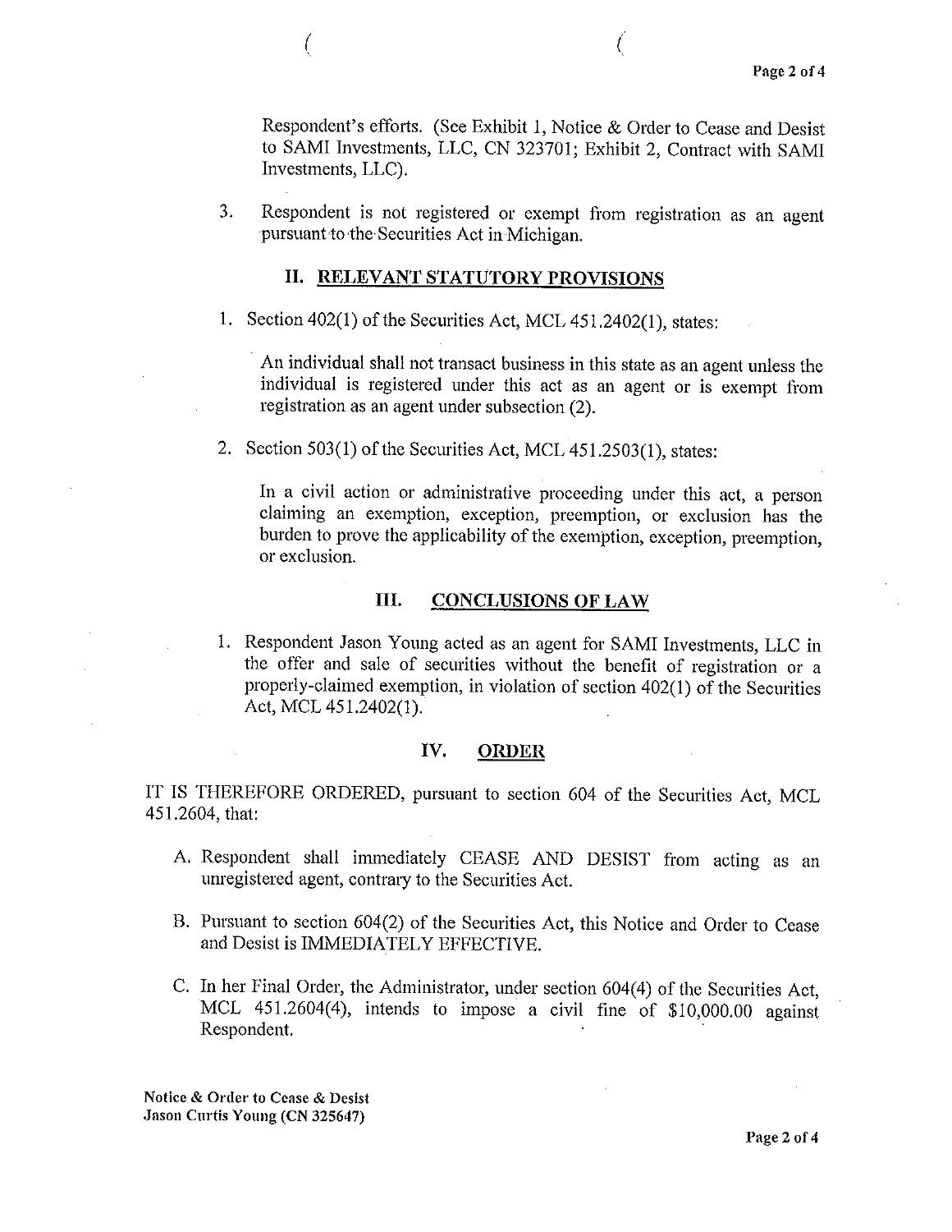Respondent's efforts. (See Exhibit 1, Notice & Order to Cease and Desist to SAMI Investments, LLC, CN 323701; Exhibit 2, Contract with SAMI Investments, LLC).

3. Respondent is not registered or exempt from registration as an agent pursuant to the Securities Act in Michigan.

## II. RELEVANT STATUTORY PROVISIONS

1. Section 402(1) of the Securities Act, MCL 451.2402(1), states:

   An individual shall not transact business in this state as an agent unless the individual is registered under this act as an agent or is exempt from registration as an agent under subsection (2).

2. Section 503(1) of the Securities Act, MCL 451.2503(1), states:

   In a civil action or administrative proceeding under this act, a person claiming an exemption, exception, preemption, or exclusion has the burden to prove the applicability of the exemption, exception, preemption, or exclusion.

## III. CONCLUSIONS OF LAW

1. Respondent Jason Young acted as an agent for SAMI Investments, LLC in the offer and sale of securities without the benefit of registration or a properly-claimed exemption, in violation of section 402(1) of the Securities Act, MCL 451.2402(1).

## IV. ORDER

IT IS THEREFORE ORDERED, pursuant to section 604 of the Securities Act, MCL 451.2604, that:

A. Respondent shall immediately CEASE AND DESIST from acting as an unregistered agent, contrary to the Securities Act.

B. Pursuant to section 604(2) of the Securities Act, this Notice and Order to Cease and Desist is IMMEDIATELY EFFECTIVE.

C. In her Final Order, the Administrator, under section 604(4) of the Securities Act, MCL 451.2604(4), intends to impose a civil fine of $10,000.00 against Respondent.

**Notice & Order to Cease & Desist**
**Jason Curtis Young (CN 325647)**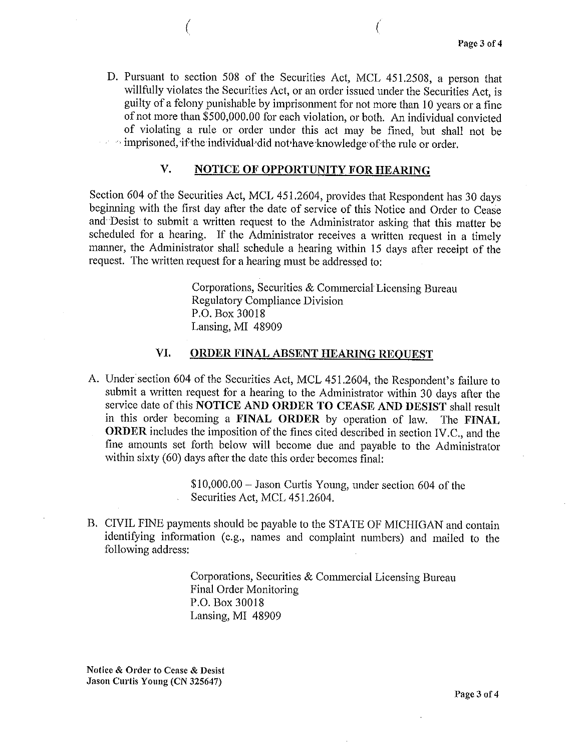D. Pursuant to section 508 of the Securities Act, MCL 451.2508, a person that willfully violates the Securities Act, or an order issued under the Securities Act, is guilty of a felony punishable by imprisonment for not more than 10 years or a fine of not more than $500,000.00 for each violation, or both. An individual convicted of violating a rule or order under this act may be fined, but shall not be imprisoned, if the individual did not have knowledge of the rule or order.

## V. NOTICE OF OPPORTUNITY FOR HEARING

Section 604 of the Securities Act, MCL 451.2604, provides that Respondent has 30 days beginning with the first day after the date of service of this Notice and Order to Cease and Desist to submit a written request to the Administrator asking that this matter be scheduled for a hearing. If the Administrator receives a written request in a timely manner, the Administrator shall schedule a hearing within 15 days after receipt of the request. The written request for a hearing must be addressed to:

> Corporations, Securities & Commercial Licensing Bureau
> Regulatory Compliance Division
> P.O. Box 30018
> Lansing, MI 48909

## VI. ORDER FINAL ABSENT HEARING REQUEST

A. Under section 604 of the Securities Act, MCL 451.2604, the Respondent's failure to submit a written request for a hearing to the Administrator within 30 days after the service date of this **NOTICE AND ORDER TO CEASE AND DESIST** shall result in this order becoming a **FINAL ORDER** by operation of law. The **FINAL ORDER** includes the imposition of the fines cited described in section IV.C., and the fine amounts set forth below will become due and payable to the Administrator within sixty (60) days after the date this order becomes final:

> $10,000.00 – Jason Curtis Young, under section 604 of the Securities Act, MCL 451.2604.

B. CIVIL FINE payments should be payable to the STATE OF MICHIGAN and contain identifying information (e.g., names and complaint numbers) and mailed to the following address:

> Corporations, Securities & Commercial Licensing Bureau
> Final Order Monitoring
> P.O. Box 30018
> Lansing, MI 48909

**Notice & Order to Cease & Desist**
**Jason Curtis Young (CN 325647)**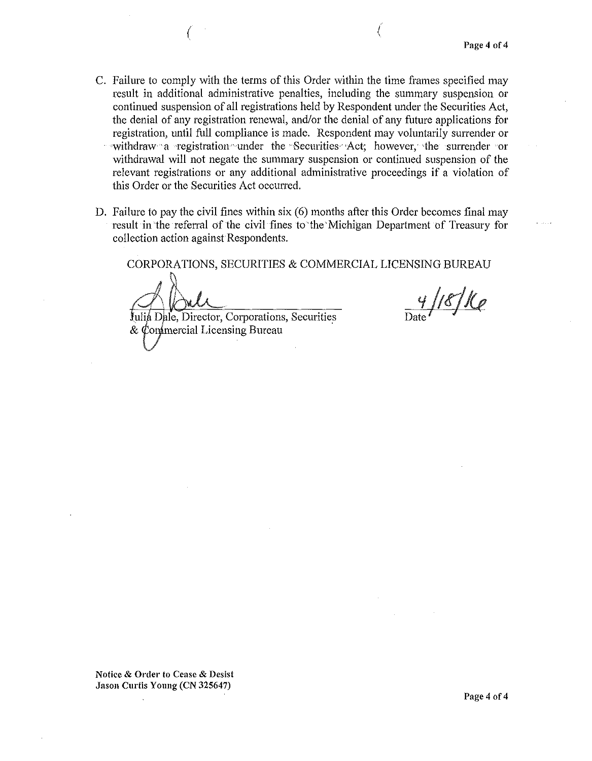C. Failure to comply with the terms of this Order within the time frames specified may result in additional administrative penalties, including the summary suspension or continued suspension of all registrations held by Respondent under the Securities Act, the denial of any registration renewal, and/or the denial of any future applications for registration, until full compliance is made. Respondent may voluntarily surrender or withdraw a registration under the Securities Act; however, the surrender or withdrawal will not negate the summary suspension or continued suspension of the relevant registrations or any additional administrative proceedings if a violation of this Order or the Securities Act occurred.

D. Failure to pay the civil fines within six (6) months after this Order becomes final may result in the referral of the civil fines to the Michigan Department of Treasury for collection action against Respondents.

CORPORATIONS, SECURITIES & COMMERCIAL LICENSING BUREAU

Julia Dale, Director, Corporations, Securities & Commercial Licensing Bureau

4/18/16
Date

**Notice & Order to Cease & Desist**
**Jason Curtis Young (CN 325647)**